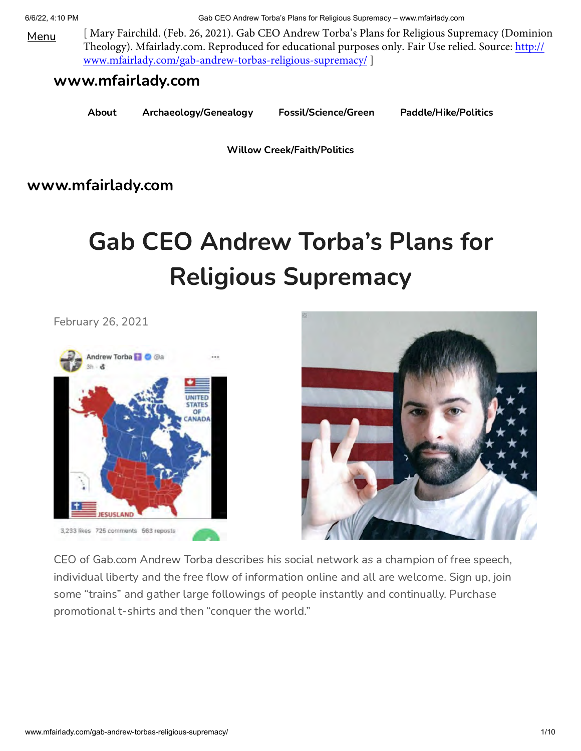Menu

[ Mary Fairchild. (Feb. 26, 2021). Gab CEO Andrew Torba's Plans for Religious Supremacy (Dominion Theology). Mfairlady.com. Reproduced for educational purposes only. Fair Use relied. Source: http://www.mfairlady.com/gab-andrew-torbas-religious-supremacy/ ]

**www.mfairlady.com**

**About** **Archaeology/Genealogy** **Fossil/Science/Green** **Paddle/Hike/Politics**

**Willow Creek/Faith/Politics**

**www.mfairlady.com**

# Gab CEO Andrew Torba's Plans for Religious Supremacy

February 26, 2021

CEO of Gab.com Andrew Torba describes his social network as a champion of free speech, individual liberty and the free flow of information online and all are welcome. Sign up, join some "trains" and gather large followings of people instantly and continually. Purchase promotional t-shirts and then "conquer the world."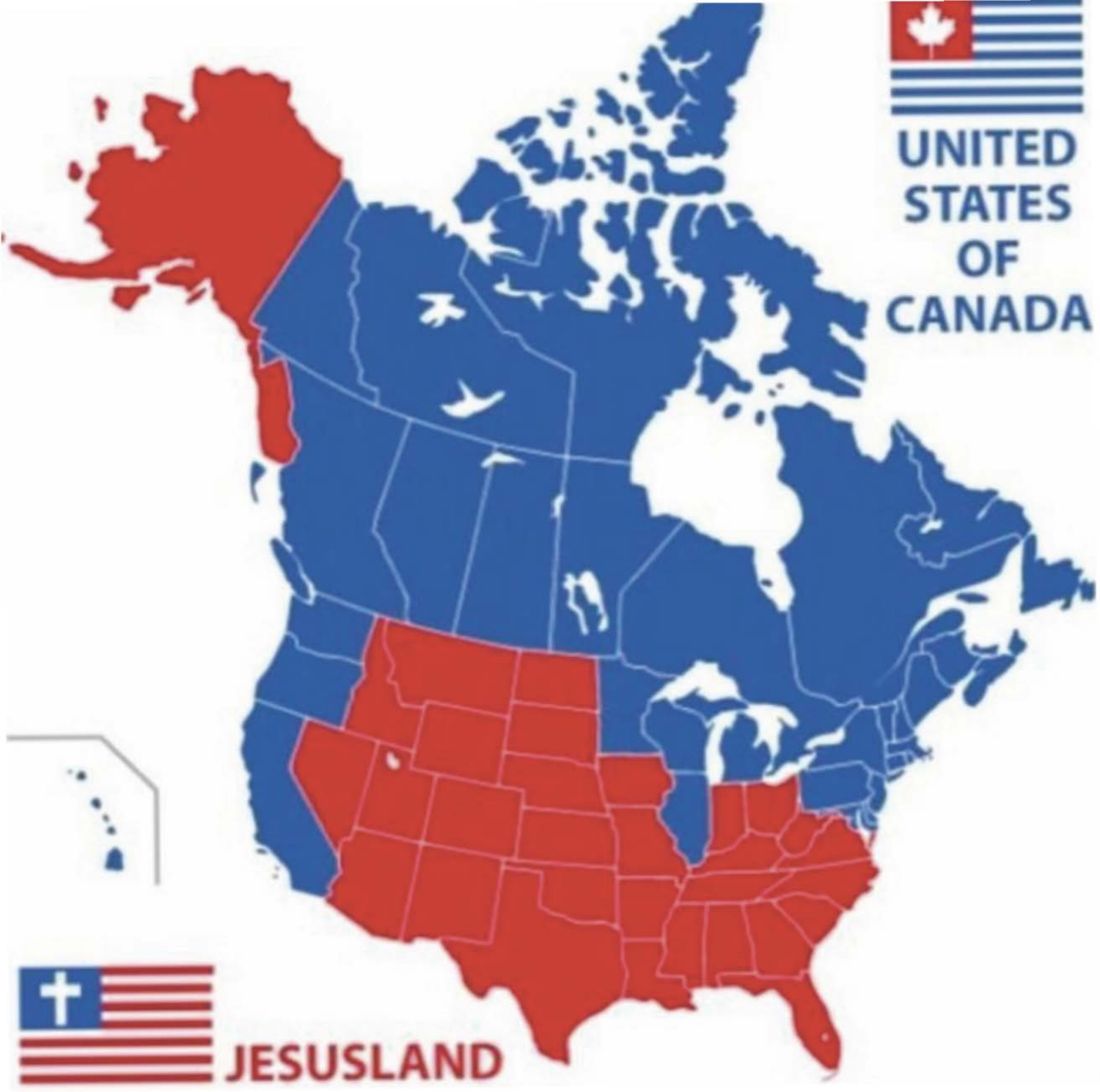UNITED STATES OF CANADA

JESUSLAND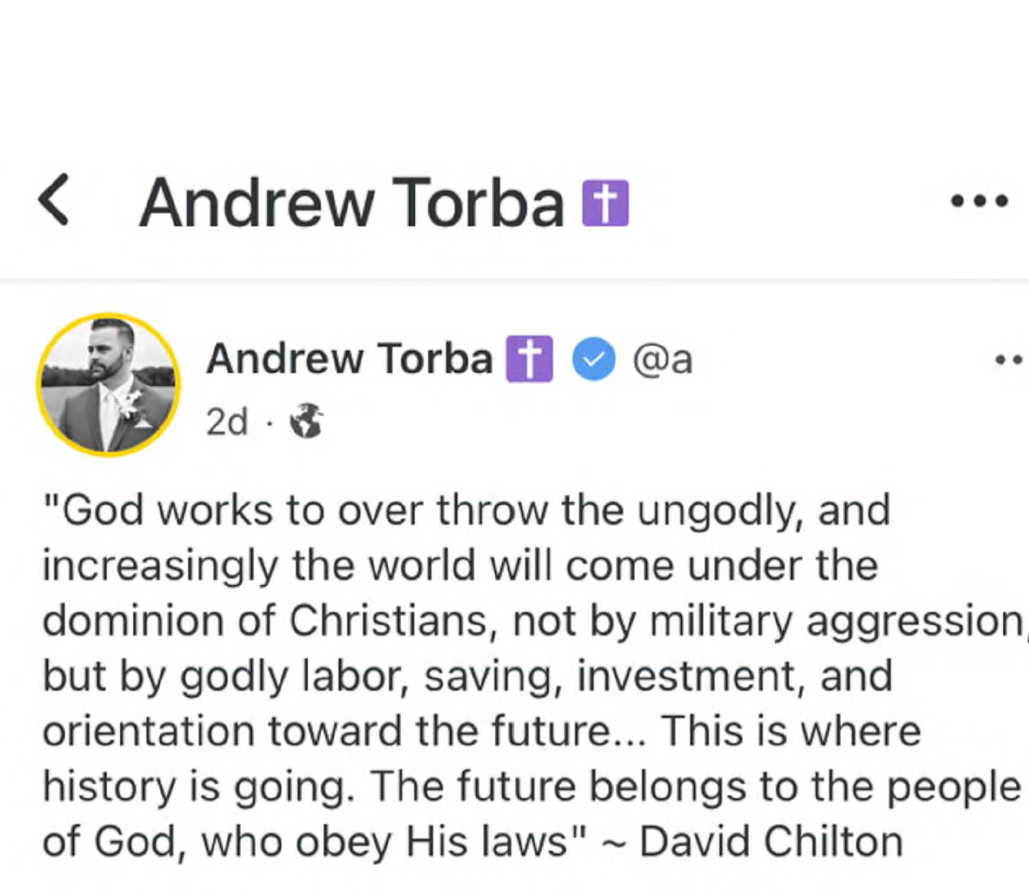< Andrew Torba ✝ ...

Andrew Torba ✝ @a

2d ·

"God works to over throw the ungodly, and increasingly the world will come under the dominion of Christians, not by military aggression, but by godly labor, saving, investment, and orientation toward the future... This is where history is going. The future belongs to the people of God, who obey His laws" ~ David Chilton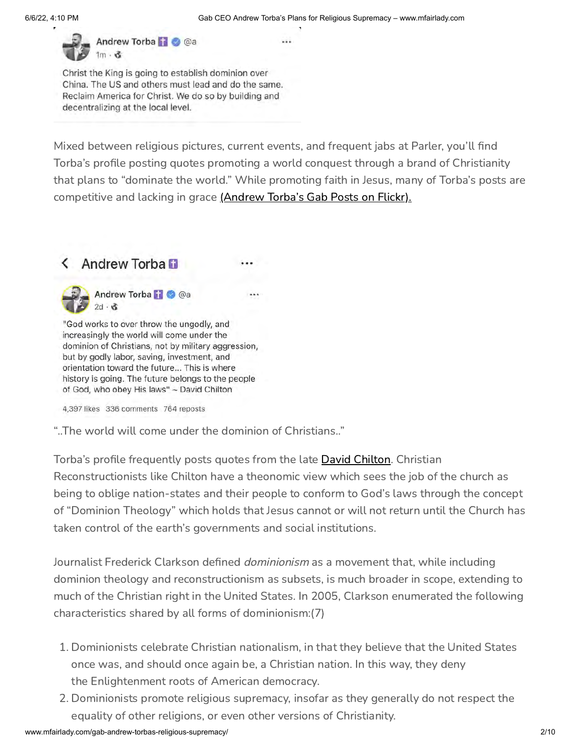Andrew Torba ✝ @a
1m ·

Christ the King is going to establish dominion over China. The US and others must lead and do the same. Reclaim America for Christ. We do so by building and decentralizing at the local level.

Mixed between religious pictures, current events, and frequent jabs at Parler, you'll find Torba's profile posting quotes promoting a world conquest through a brand of Christianity that plans to "dominate the world." While promoting faith in Jesus, many of Torba's posts are competitive and lacking in grace (Andrew Torba's Gab Posts on Flickr).

< Andrew Torba ✝

Andrew Torba ✝ @a
2d ·

"God works to over throw the ungodly, and increasingly the world will come under the dominion of Christians, not by military aggression, but by godly labor, saving, investment, and orientation toward the future... This is where history is going. The future belongs to the people of God, who obey His laws" ~ David Chilton

4,397 likes 336 comments 764 reposts

"..The world will come under the dominion of Christians.."

Torba's profile frequently posts quotes from the late David Chilton. Christian Reconstructionists like Chilton have a theonomic view which sees the job of the church as being to oblige nation-states and their people to conform to God's laws through the concept of "Dominion Theology" which holds that Jesus cannot or will not return until the Church has taken control of the earth's governments and social institutions.

Journalist Frederick Clarkson defined *dominionism* as a movement that, while including dominion theology and reconstructionism as subsets, is much broader in scope, extending to much of the Christian right in the United States. In 2005, Clarkson enumerated the following characteristics shared by all forms of dominionism:(7)

1. Dominionists celebrate Christian nationalism, in that they believe that the United States once was, and should once again be, a Christian nation. In this way, they deny the Enlightenment roots of American democracy.
2. Dominionists promote religious supremacy, insofar as they generally do not respect the equality of other religions, or even other versions of Christianity.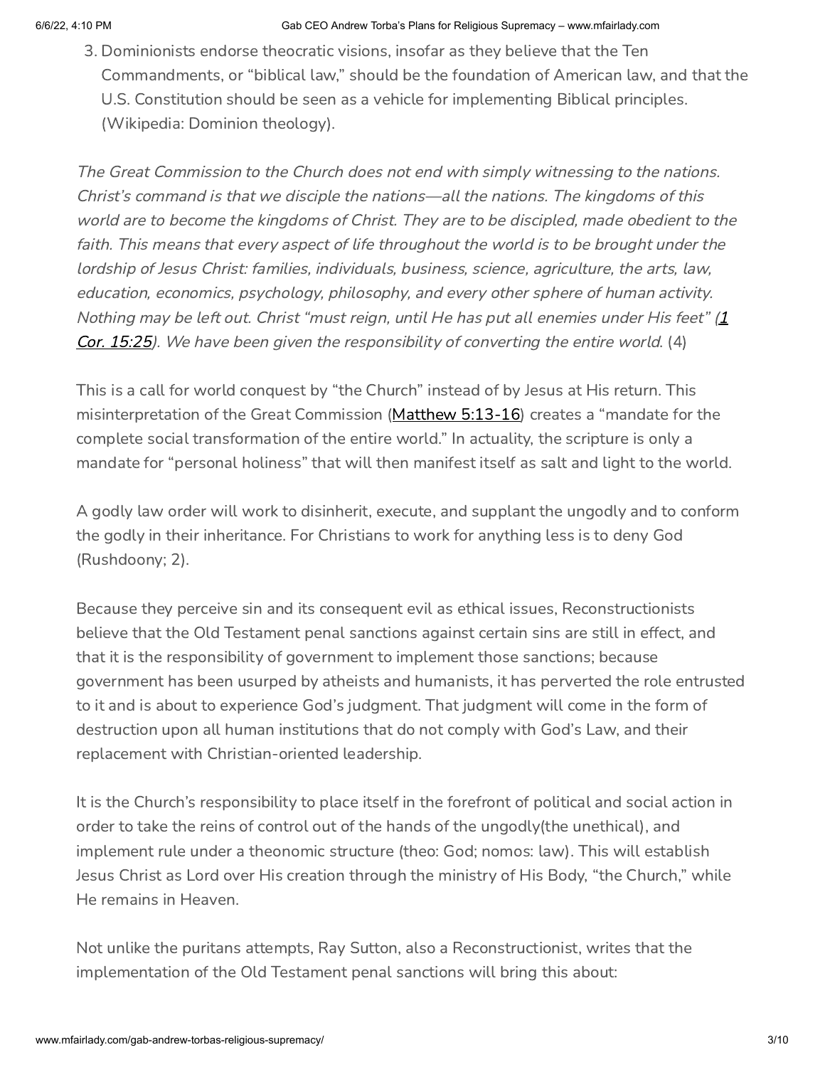3. Dominionists endorse theocratic visions, insofar as they believe that the Ten Commandments, or "biblical law," should be the foundation of American law, and that the U.S. Constitution should be seen as a vehicle for implementing Biblical principles. (Wikipedia: Dominion theology).

*The Great Commission to the Church does not end with simply witnessing to the nations. Christ's command is that we disciple the nations—all the nations. The kingdoms of this world are to become the kingdoms of Christ. They are to be discipled, made obedient to the faith. This means that every aspect of life throughout the world is to be brought under the lordship of Jesus Christ: families, individuals, business, science, agriculture, the arts, law, education, economics, psychology, philosophy, and every other sphere of human activity. Nothing may be left out. Christ "must reign, until He has put all enemies under His feet" (1 Cor. 15:25). We have been given the responsibility of converting the entire world.* (4)

This is a call for world conquest by "the Church" instead of by Jesus at His return. This misinterpretation of the Great Commission (Matthew 5:13-16) creates a "mandate for the complete social transformation of the entire world." In actuality, the scripture is only a mandate for "personal holiness" that will then manifest itself as salt and light to the world.

A godly law order will work to disinherit, execute, and supplant the ungodly and to conform the godly in their inheritance. For Christians to work for anything less is to deny God (Rushdoony; 2).

Because they perceive sin and its consequent evil as ethical issues, Reconstructionists believe that the Old Testament penal sanctions against certain sins are still in effect, and that it is the responsibility of government to implement those sanctions; because government has been usurped by atheists and humanists, it has perverted the role entrusted to it and is about to experience God's judgment. That judgment will come in the form of destruction upon all human institutions that do not comply with God's Law, and their replacement with Christian-oriented leadership.

It is the Church's responsibility to place itself in the forefront of political and social action in order to take the reins of control out of the hands of the ungodly(the unethical), and implement rule under a theonomic structure (theo: God; nomos: law). This will establish Jesus Christ as Lord over His creation through the ministry of His Body, "the Church," while He remains in Heaven.

Not unlike the puritans attempts, Ray Sutton, also a Reconstructionist, writes that the implementation of the Old Testament penal sanctions will bring this about: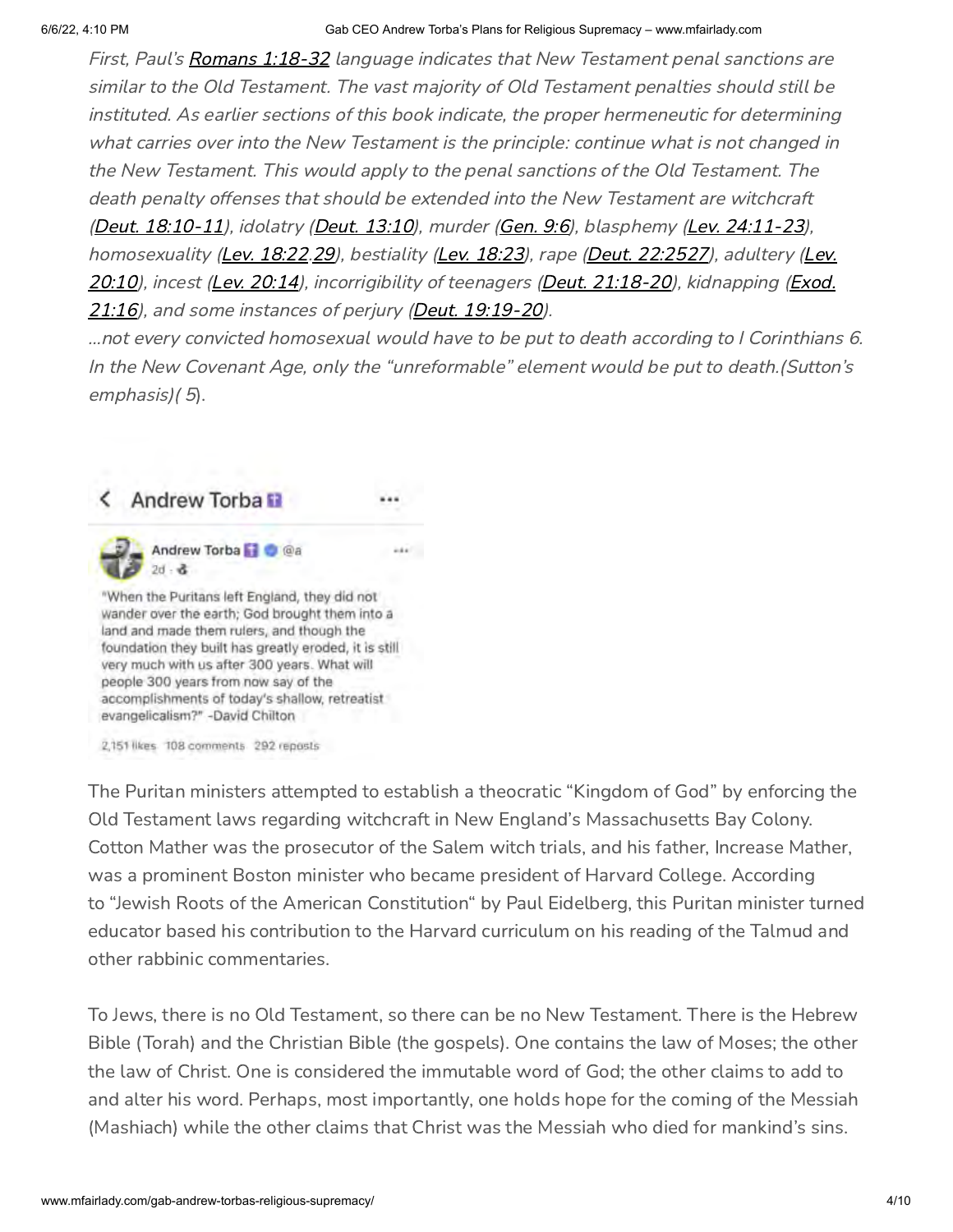*First, Paul's Romans 1:18-32 language indicates that New Testament penal sanctions are similar to the Old Testament. The vast majority of Old Testament penalties should still be instituted. As earlier sections of this book indicate, the proper hermeneutic for determining what carries over into the New Testament is the principle: continue what is not changed in the New Testament. This would apply to the penal sanctions of the Old Testament. The death penalty offenses that should be extended into the New Testament are witchcraft (Deut. 18:10-11), idolatry (Deut. 13:10), murder (Gen. 9:6), blasphemy (Lev. 24:11-23), homosexuality (Lev. 18:22,29), bestiality (Lev. 18:23), rape (Deut. 22:2527), adultery (Lev. 20:10), incest (Lev. 20:14), incorrigibility of teenagers (Deut. 21:18-20), kidnapping (Exod. 21:16), and some instances of perjury (Deut. 19:19-20).*

*...not every convicted homosexual would have to be put to death according to I Corinthians 6. In the New Covenant Age, only the "unreformable" element would be put to death.(Sutton's emphasis)( 5).*

Andrew Torba

Andrew Torba @a
2d

"When the Puritans left England, they did not wander over the earth; God brought them into a land and made them rulers, and though the foundation they built has greatly eroded, it is still very much with us after 300 years. What will people 300 years from now say of the accomplishments of today's shallow, retreatist evangelicalism?" -David Chilton

2,151 likes 108 comments 292 reposts

The Puritan ministers attempted to establish a theocratic "Kingdom of God" by enforcing the Old Testament laws regarding witchcraft in New England's Massachusetts Bay Colony. Cotton Mather was the prosecutor of the Salem witch trials, and his father, Increase Mather, was a prominent Boston minister who became president of Harvard College. According to "Jewish Roots of the American Constitution" by Paul Eidelberg, this Puritan minister turned educator based his contribution to the Harvard curriculum on his reading of the Talmud and other rabbinic commentaries.

To Jews, there is no Old Testament, so there can be no New Testament. There is the Hebrew Bible (Torah) and the Christian Bible (the gospels). One contains the law of Moses; the other the law of Christ. One is considered the immutable word of God; the other claims to add to and alter his word. Perhaps, most importantly, one holds hope for the coming of the Messiah (Mashiach) while the other claims that Christ was the Messiah who died for mankind's sins.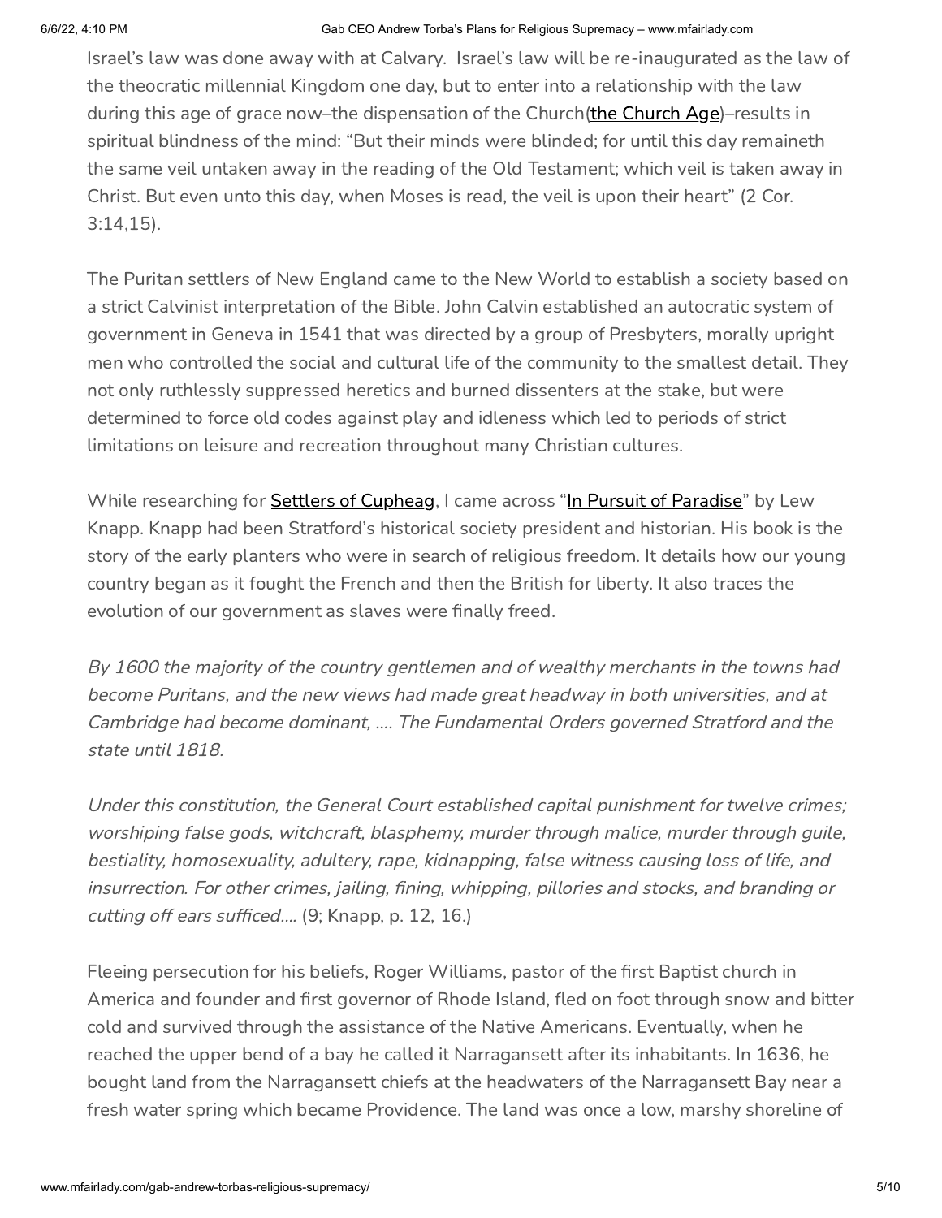Israel's law was done away with at Calvary. Israel's law will be re-inaugurated as the law of the theocratic millennial Kingdom one day, but to enter into a relationship with the law during this age of grace now–the dispensation of the Church([the Church Age](#))–results in spiritual blindness of the mind: "But their minds were blinded; for until this day remaineth the same veil untaken away in the reading of the Old Testament; which veil is taken away in Christ. But even unto this day, when Moses is read, the veil is upon their heart" (2 Cor. 3:14,15).

The Puritan settlers of New England came to the New World to establish a society based on a strict Calvinist interpretation of the Bible. John Calvin established an autocratic system of government in Geneva in 1541 that was directed by a group of Presbyters, morally upright men who controlled the social and cultural life of the community to the smallest detail. They not only ruthlessly suppressed heretics and burned dissenters at the stake, but were determined to force old codes against play and idleness which led to periods of strict limitations on leisure and recreation throughout many Christian cultures.

While researching for **Settlers of Cupheag**, I came across "In Pursuit of Paradise" by Lew Knapp. Knapp had been Stratford's historical society president and historian. His book is the story of the early planters who were in search of religious freedom. It details how our young country began as it fought the French and then the British for liberty. It also traces the evolution of our government as slaves were finally freed.

*By 1600 the majority of the country gentlemen and of wealthy merchants in the towns had become Puritans, and the new views had made great headway in both universities, and at Cambridge had become dominant, .... The Fundamental Orders governed Stratford and the state until 1818.*

*Under this constitution, the General Court established capital punishment for twelve crimes; worshiping false gods, witchcraft, blasphemy, murder through malice, murder through guile, bestiality, homosexuality, adultery, rape, kidnapping, false witness causing loss of life, and insurrection. For other crimes, jailing, fining, whipping, pillories and stocks, and branding or cutting off ears sufficed....* (9; Knapp, p. 12, 16.)

Fleeing persecution for his beliefs, Roger Williams, pastor of the first Baptist church in America and founder and first governor of Rhode Island, fled on foot through snow and bitter cold and survived through the assistance of the Native Americans. Eventually, when he reached the upper bend of a bay he called it Narragansett after its inhabitants. In 1636, he bought land from the Narragansett chiefs at the headwaters of the Narragansett Bay near a fresh water spring which became Providence. The land was once a low, marshy shoreline of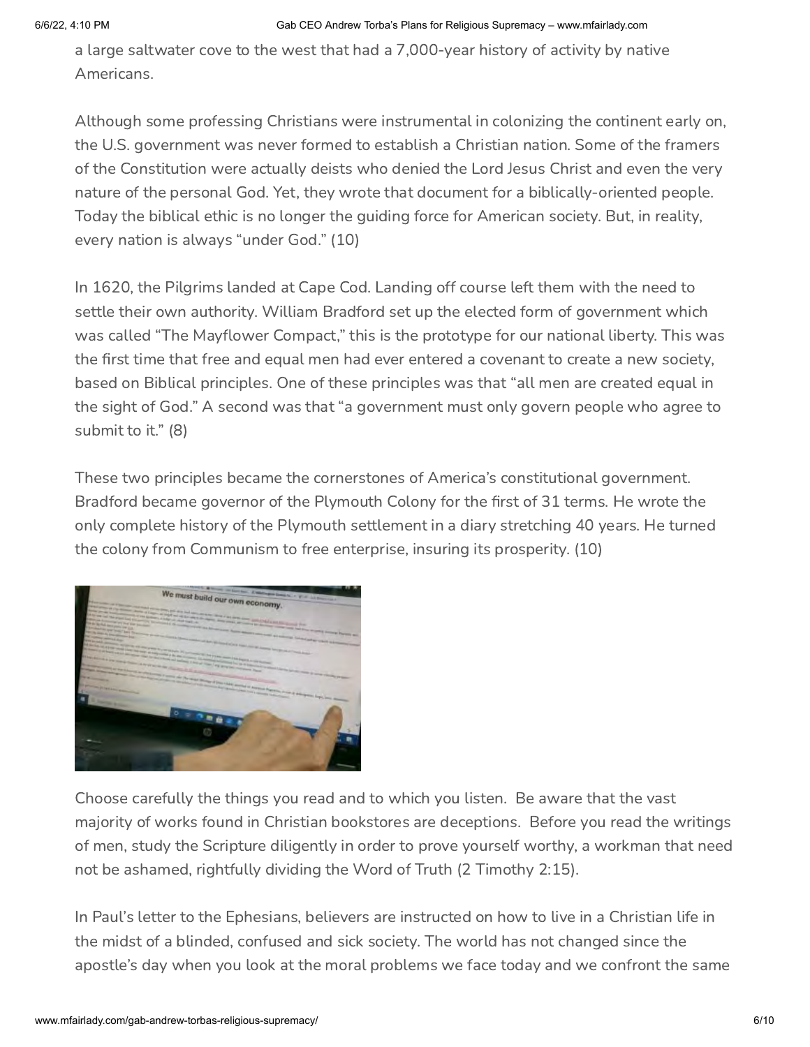a large saltwater cove to the west that had a 7,000-year history of activity by native Americans.

Although some professing Christians were instrumental in colonizing the continent early on, the U.S. government was never formed to establish a Christian nation. Some of the framers of the Constitution were actually deists who denied the Lord Jesus Christ and even the very nature of the personal God. Yet, they wrote that document for a biblically-oriented people. Today the biblical ethic is no longer the guiding force for American society. But, in reality, every nation is always "under God." (10)

In 1620, the Pilgrims landed at Cape Cod. Landing off course left them with the need to settle their own authority. William Bradford set up the elected form of government which was called "The Mayflower Compact," this is the prototype for our national liberty. This was the first time that free and equal men had ever entered a covenant to create a new society, based on Biblical principles. One of these principles was that "all men are created equal in the sight of God." A second was that "a government must only govern people who agree to submit to it." (8)

These two principles became the cornerstones of America's constitutional government. Bradford became governor of the Plymouth Colony for the first of 31 terms. He wrote the only complete history of the Plymouth settlement in a diary stretching 40 years. He turned the colony from Communism to free enterprise, insuring its prosperity. (10)

Choose carefully the things you read and to which you listen. Be aware that the vast majority of works found in Christian bookstores are deceptions. Before you read the writings of men, study the Scripture diligently in order to prove yourself worthy, a workman that need not be ashamed, rightfully dividing the Word of Truth (2 Timothy 2:15).

In Paul's letter to the Ephesians, believers are instructed on how to live in a Christian life in the midst of a blinded, confused and sick society. The world has not changed since the apostle's day when you look at the moral problems we face today and we confront the same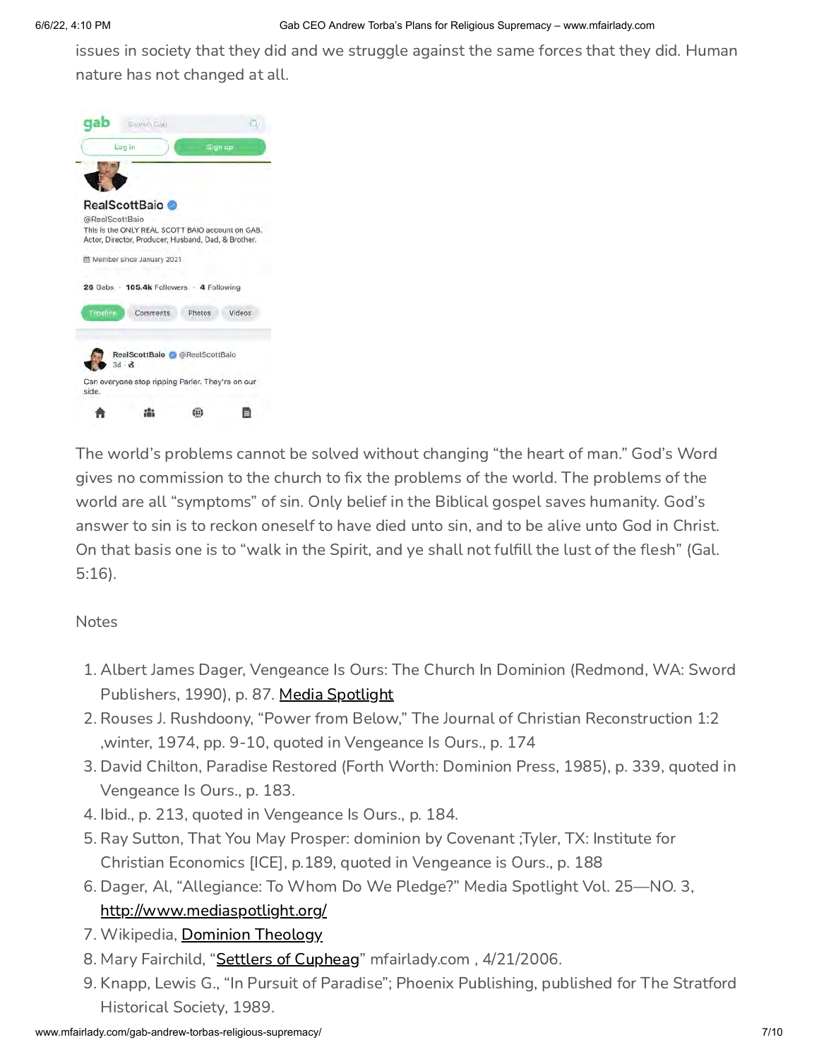issues in society that they did and we struggle against the same forces that they did. Human nature has not changed at all.

The world's problems cannot be solved without changing "the heart of man." God's Word gives no commission to the church to fix the problems of the world. The problems of the world are all "symptoms" of sin. Only belief in the Biblical gospel saves humanity. God's answer to sin is to reckon oneself to have died unto sin, and to be alive unto God in Christ. On that basis one is to "walk in the Spirit, and ye shall not fulfill the lust of the flesh" (Gal. 5:16).

Notes

1. Albert James Dager, Vengeance Is Ours: The Church In Dominion (Redmond, WA: Sword Publishers, 1990), p. 87. Media Spotlight
2. Rouses J. Rushdoony, "Power from Below," The Journal of Christian Reconstruction 1:2 ,winter, 1974, pp. 9-10, quoted in Vengeance Is Ours., p. 174
3. David Chilton, Paradise Restored (Forth Worth: Dominion Press, 1985), p. 339, quoted in Vengeance Is Ours., p. 183.
4. Ibid., p. 213, quoted in Vengeance Is Ours., p. 184.
5. Ray Sutton, That You May Prosper: dominion by Covenant ;Tyler, TX: Institute for Christian Economics [ICE], p.189, quoted in Vengeance is Ours., p. 188
6. Dager, Al, "Allegiance: To Whom Do We Pledge?" Media Spotlight Vol. 25—NO. 3, http://www.mediaspotlight.org/
7. Wikipedia, Dominion Theology
8. Mary Fairchild, "Settlers of Cupheag" mfairlady.com , 4/21/2006.
9. Knapp, Lewis G., "In Pursuit of Paradise"; Phoenix Publishing, published for The Stratford Historical Society, 1989.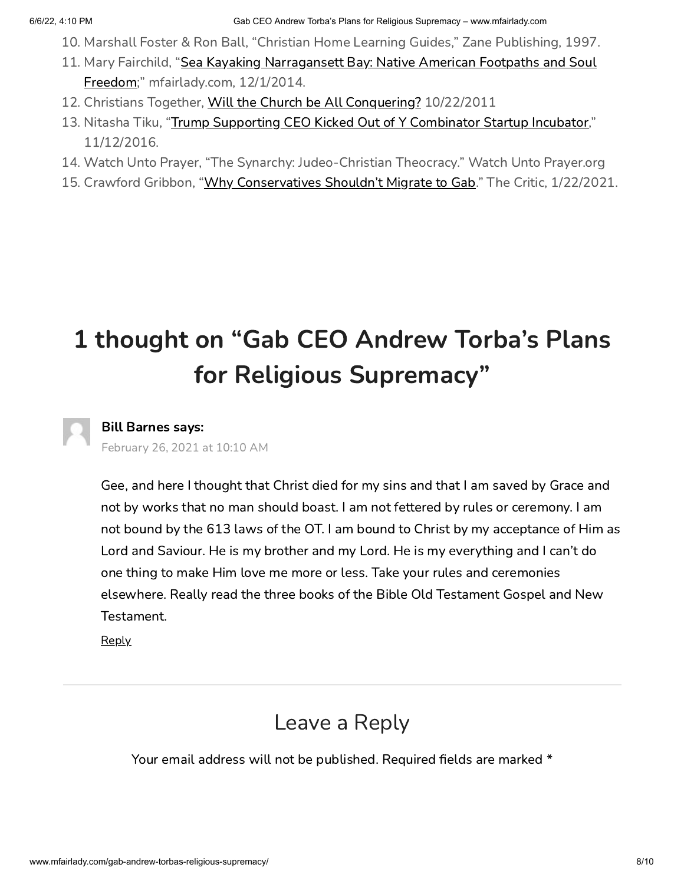10. Marshall Foster & Ron Ball, "Christian Home Learning Guides," Zane Publishing, 1997.
11. Mary Fairchild, "Sea Kayaking Narragansett Bay: Native American Footpaths and Soul Freedom;" mfairlady.com, 12/1/2014.
12. Christians Together, Will the Church be All Conquering? 10/22/2011
13. Nitasha Tiku, "Trump Supporting CEO Kicked Out of Y Combinator Startup Incubator," 11/12/2016.
14. Watch Unto Prayer, "The Synarchy: Judeo-Christian Theocracy." Watch Unto Prayer.org
15. Crawford Gribbon, "Why Conservatives Shouldn't Migrate to Gab," The Critic, 1/22/2021.

## 1 thought on "Gab CEO Andrew Torba's Plans for Religious Supremacy"

**Bill Barnes says:**

February 26, 2021 at 10:10 AM

Gee, and here I thought that Christ died for my sins and that I am saved by Grace and not by works that no man should boast. I am not fettered by rules or ceremony. I am not bound by the 613 laws of the OT. I am bound to Christ by my acceptance of Him as Lord and Saviour. He is my brother and my Lord. He is my everything and I can't do one thing to make Him love me more or less. Take your rules and ceremonies elsewhere. Really read the three books of the Bible Old Testament Gospel and New Testament.

Reply

---

## Leave a Reply

Your email address will not be published. Required fields are marked *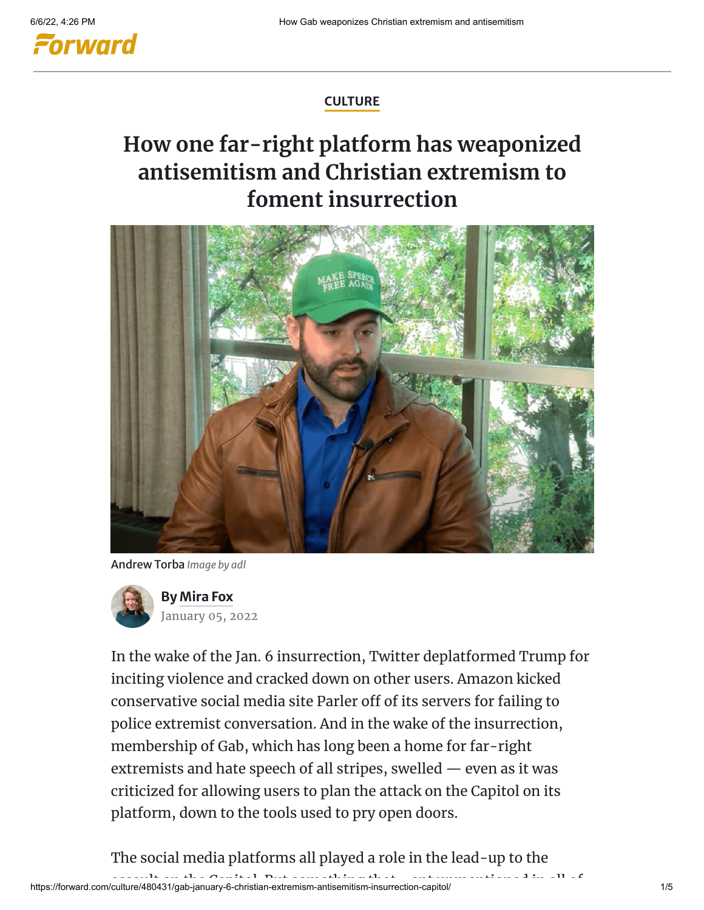CULTURE

# How one far-right platform has weaponized antisemitism and Christian extremism to foment insurrection

Andrew Torba *Image by adl*

By **Mira Fox**
January 05, 2022

In the wake of the Jan. 6 insurrection, Twitter deplatformed Trump for inciting violence and cracked down on other users. Amazon kicked conservative social media site Parler off of its servers for failing to police extremist conversation. And in the wake of the insurrection, membership of Gab, which has long been a home for far-right extremists and hate speech of all stripes, swelled — even as it was criticized for allowing users to plan the attack on the Capitol on its platform, down to the tools used to pry open doors.

The social media platforms all played a role in the lead-up to the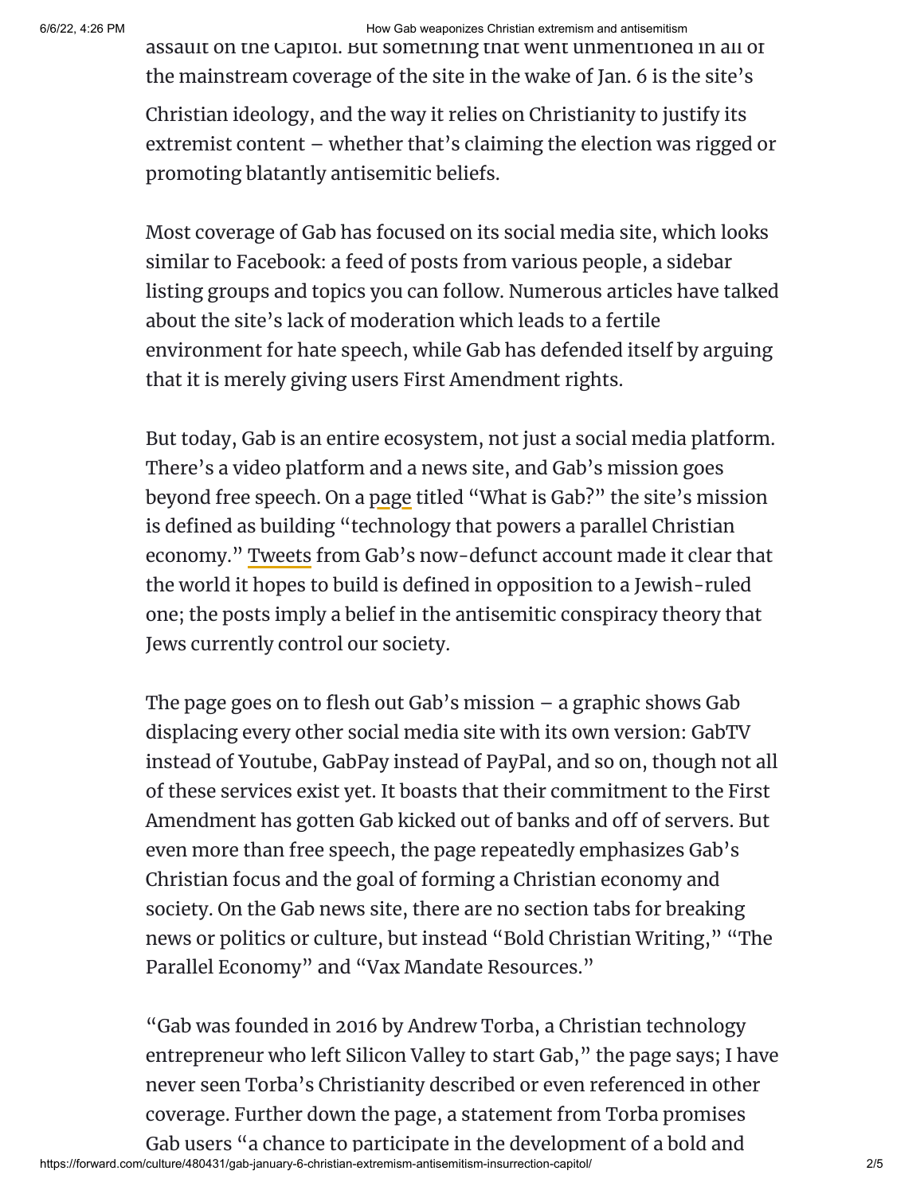assault on the Capitol. But something that went unmentioned in all of the mainstream coverage of the site in the wake of Jan. 6 is the site's Christian ideology, and the way it relies on Christianity to justify its extremist content – whether that's claiming the election was rigged or promoting blatantly antisemitic beliefs.

Most coverage of Gab has focused on its social media site, which looks similar to Facebook: a feed of posts from various people, a sidebar listing groups and topics you can follow. Numerous articles have talked about the site's lack of moderation which leads to a fertile environment for hate speech, while Gab has defended itself by arguing that it is merely giving users First Amendment rights.

But today, Gab is an entire ecosystem, not just a social media platform. There's a video platform and a news site, and Gab's mission goes beyond free speech. On a page titled "What is Gab?" the site's mission is defined as building "technology that powers a parallel Christian economy." Tweets from Gab's now-defunct account made it clear that the world it hopes to build is defined in opposition to a Jewish-ruled one; the posts imply a belief in the antisemitic conspiracy theory that Jews currently control our society.

The page goes on to flesh out Gab's mission – a graphic shows Gab displacing every other social media site with its own version: GabTV instead of Youtube, GabPay instead of PayPal, and so on, though not all of these services exist yet. It boasts that their commitment to the First Amendment has gotten Gab kicked out of banks and off of servers. But even more than free speech, the page repeatedly emphasizes Gab's Christian focus and the goal of forming a Christian economy and society. On the Gab news site, there are no section tabs for breaking news or politics or culture, but instead "Bold Christian Writing," "The Parallel Economy" and "Vax Mandate Resources."

"Gab was founded in 2016 by Andrew Torba, a Christian technology entrepreneur who left Silicon Valley to start Gab," the page says; I have never seen Torba's Christianity described or even referenced in other coverage. Further down the page, a statement from Torba promises Gab users "a chance to participate in the development of a bold and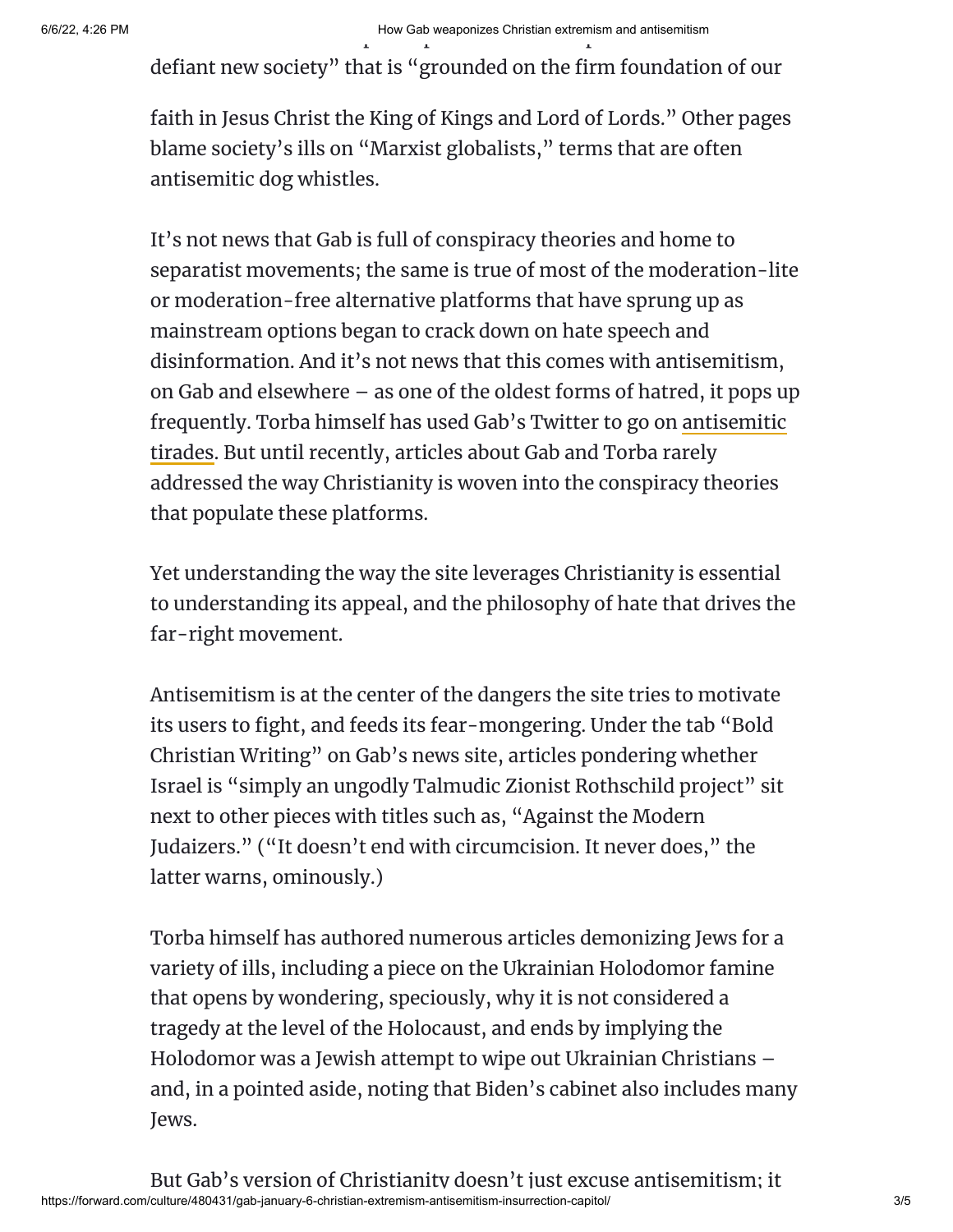defiant new society" that is "grounded on the firm foundation of our faith in Jesus Christ the King of Kings and Lord of Lords." Other pages blame society's ills on "Marxist globalists," terms that are often antisemitic dog whistles.

It's not news that Gab is full of conspiracy theories and home to separatist movements; the same is true of most of the moderation-lite or moderation-free alternative platforms that have sprung up as mainstream options began to crack down on hate speech and disinformation. And it's not news that this comes with antisemitism, on Gab and elsewhere – as one of the oldest forms of hatred, it pops up frequently. Torba himself has used Gab's Twitter to go on antisemitic tirades. But until recently, articles about Gab and Torba rarely addressed the way Christianity is woven into the conspiracy theories that populate these platforms.

Yet understanding the way the site leverages Christianity is essential to understanding its appeal, and the philosophy of hate that drives the far-right movement.

Antisemitism is at the center of the dangers the site tries to motivate its users to fight, and feeds its fear-mongering. Under the tab "Bold Christian Writing" on Gab's news site, articles pondering whether Israel is "simply an ungodly Talmudic Zionist Rothschild project" sit next to other pieces with titles such as, "Against the Modern Judaizers." ("It doesn't end with circumcision. It never does," the latter warns, ominously.)

Torba himself has authored numerous articles demonizing Jews for a variety of ills, including a piece on the Ukrainian Holodomor famine that opens by wondering, speciously, why it is not considered a tragedy at the level of the Holocaust, and ends by implying the Holodomor was a Jewish attempt to wipe out Ukrainian Christians – and, in a pointed aside, noting that Biden's cabinet also includes many Jews.

But Gab's version of Christianity doesn't just excuse antisemitism; it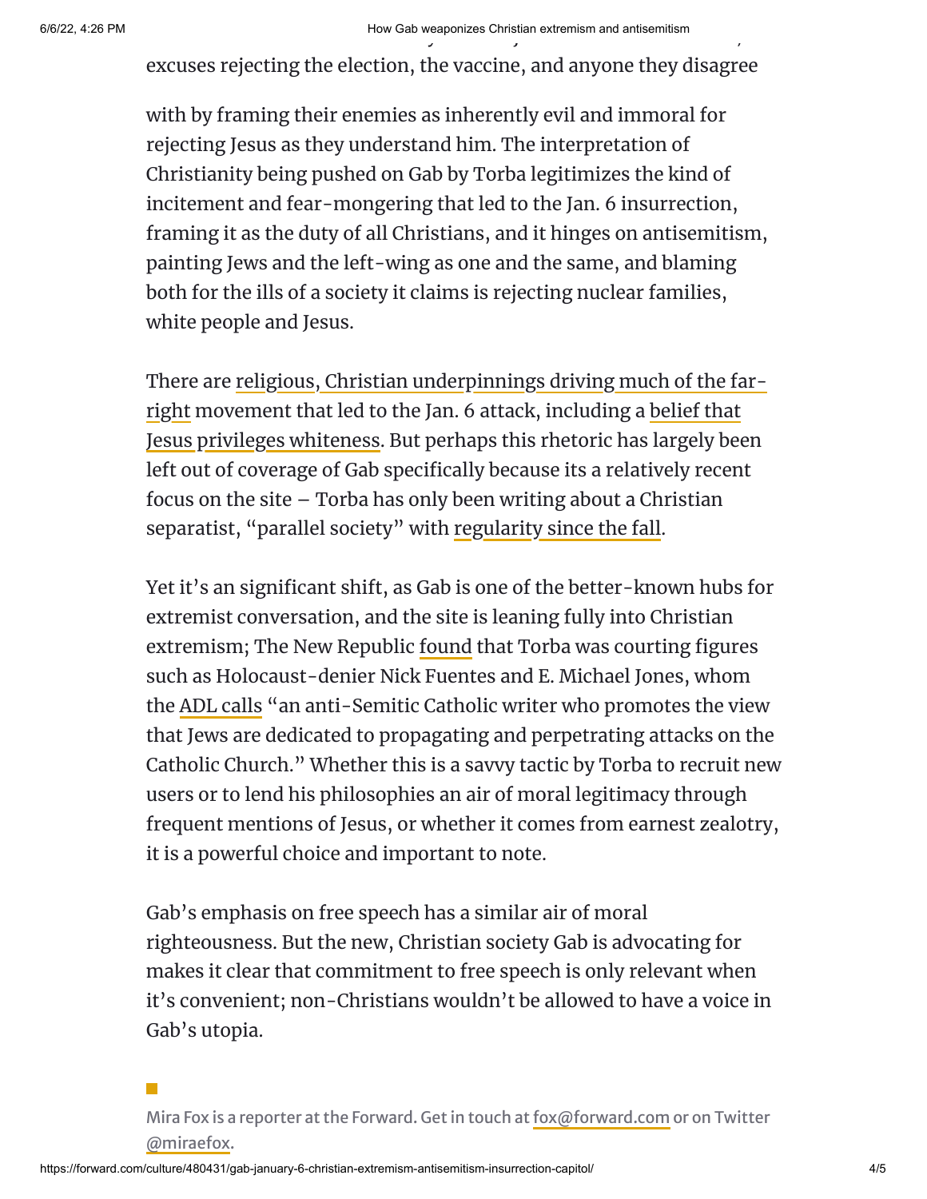excuses rejecting the election, the vaccine, and anyone they disagree

with by framing their enemies as inherently evil and immoral for rejecting Jesus as they understand him. The interpretation of Christianity being pushed on Gab by Torba legitimizes the kind of incitement and fear-mongering that led to the Jan. 6 insurrection, framing it as the duty of all Christians, and it hinges on antisemitism, painting Jews and the left-wing as one and the same, and blaming both for the ills of a society it claims is rejecting nuclear families, white people and Jesus.

There are religious, Christian underpinnings driving much of the far-right movement that led to the Jan. 6 attack, including a belief that Jesus privileges whiteness. But perhaps this rhetoric has largely been left out of coverage of Gab specifically because its a relatively recent focus on the site – Torba has only been writing about a Christian separatist, "parallel society" with regularity since the fall.

Yet it's an significant shift, as Gab is one of the better-known hubs for extremist conversation, and the site is leaning fully into Christian extremism; The New Republic found that Torba was courting figures such as Holocaust-denier Nick Fuentes and E. Michael Jones, whom the ADL calls "an anti-Semitic Catholic writer who promotes the view that Jews are dedicated to propagating and perpetrating attacks on the Catholic Church." Whether this is a savvy tactic by Torba to recruit new users or to lend his philosophies an air of moral legitimacy through frequent mentions of Jesus, or whether it comes from earnest zealotry, it is a powerful choice and important to note.

Gab's emphasis on free speech has a similar air of moral righteousness. But the new, Christian society Gab is advocating for makes it clear that commitment to free speech is only relevant when it's convenient; non-Christians wouldn't be allowed to have a voice in Gab's utopia.

Mira Fox is a reporter at the Forward. Get in touch at fox@forward.com or on Twitter @miraefox.